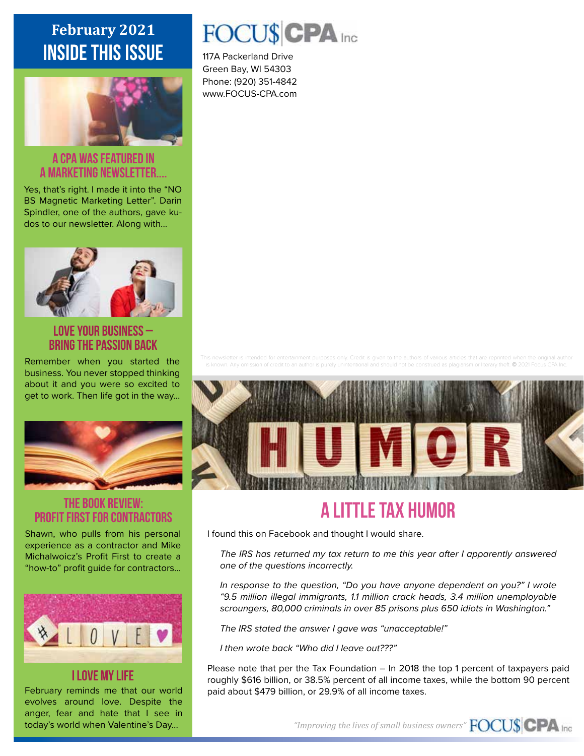# February 2021
## INSIDE THIS ISSUE

### A CPA WAS FEATURED IN A MARKETING NEWSLETTER….

Yes, that's right. I made it into the "NO BS Magnetic Marketing Letter". Darin Spindler, one of the authors, gave kudos to our newsletter. Along with…

### LOVE YOUR BUSINESS – BRING THE PASSION BACK

Remember when you started the business. You never stopped thinking about it and you were so excited to get to work. Then life got in the way…

### THE BOOK REVIEW: PROFIT FIRST FOR CONTRACTORS

Shawn, who pulls from his personal experience as a contractor and Mike Michalwoicz's Profit First to create a "how-to" profit guide for contractors…

### I LOVE MY LIFE

February reminds me that our world evolves around love. Despite the anger, fear and hate that I see in today's world when Valentine's Day…

**FOCU$ CPA Inc**

117A Packerland Drive
Green Bay, WI 54303
Phone: (920) 351-4842
www.FOCUS-CPA.com

This newsletter is intended for entertainment purposes only. Credit is given to the authors of various articles that are reprinted when the original author is known. Any omission of credit to an author is purely unintentional and should not be construed as plagiarism or literary theft. © 2021 Focus CPA Inc.

## A LITTLE TAX HUMOR

I found this on Facebook and thought I would share.

*The IRS has returned my tax return to me this year after I apparently answered one of the questions incorrectly.*

*In response to the question, "Do you have anyone dependent on you?" I wrote "9.5 million illegal immigrants, 1.1 million crack heads, 3.4 million unemployable scroungers, 80,000 criminals in over 85 prisons plus 650 idiots in Washington."*

*The IRS stated the answer I gave was "unacceptable!"*

*I then wrote back "Who did I leave out???"*

Please note that per the Tax Foundation – In 2018 the top 1 percent of taxpayers paid roughly $616 billion, or 38.5% percent of all income taxes, while the bottom 90 percent paid about $479 billion, or 29.9% of all income taxes.

*"Improving the lives of small business owners"* FOCU$ CPA Inc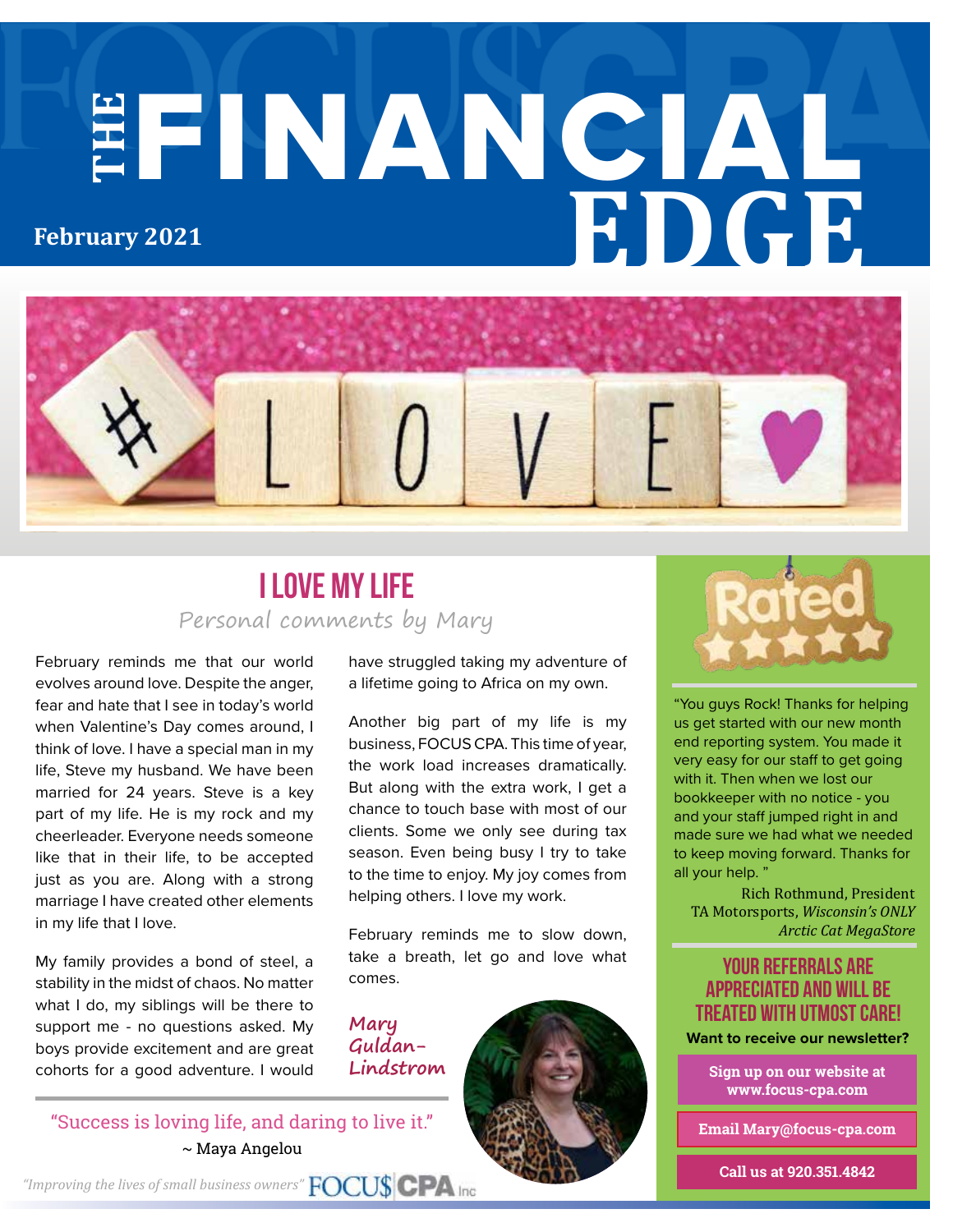# THE FINANCIAL EDGE

**February 2021**

## I LOVE MY LIFE

*Personal comments by Mary*

February reminds me that our world evolves around love. Despite the anger, fear and hate that I see in today's world when Valentine's Day comes around, I think of love. I have a special man in my life, Steve my husband. We have been married for 24 years. Steve is a key part of my life. He is my rock and my cheerleader. Everyone needs someone like that in their life, to be accepted just as you are. Along with a strong marriage I have created other elements in my life that I love.

My family provides a bond of steel, a stability in the midst of chaos. No matter what I do, my siblings will be there to support me - no questions asked. My boys provide excitement and are great cohorts for a good adventure. I would have struggled taking my adventure of a lifetime going to Africa on my own.

Another big part of my life is my business, FOCUS CPA. This time of year, the work load increases dramatically. But along with the extra work, I get a chance to touch base with most of our clients. Some we only see during tax season. Even being busy I try to take to the time to enjoy. My joy comes from helping others. I love my work.

February reminds me to slow down, take a breath, let go and love what comes.

*Mary Guldan-Lindstrom*

"Success is loving life, and daring to live it."
~ Maya Angelou

"You guys Rock! Thanks for helping us get started with our new month end reporting system. You made it very easy for our staff to get going with it. Then when we lost our bookkeeper with no notice - you and your staff jumped right in and made sure we had what we needed to keep moving forward. Thanks for all your help."

Rich Rothmund, President
TA Motorsports, *Wisconsin's ONLY Arctic Cat MegaStore*

### YOUR REFERRALS ARE APPRECIATED AND WILL BE TREATED WITH UTMOST CARE!

**Want to receive our newsletter?**

**Sign up on our website at www.focus-cpa.com**

**Email Mary@focus-cpa.com**

**Call us at 920.351.4842**

*"Improving the lives of small business owners"* FOCU$ CPA Inc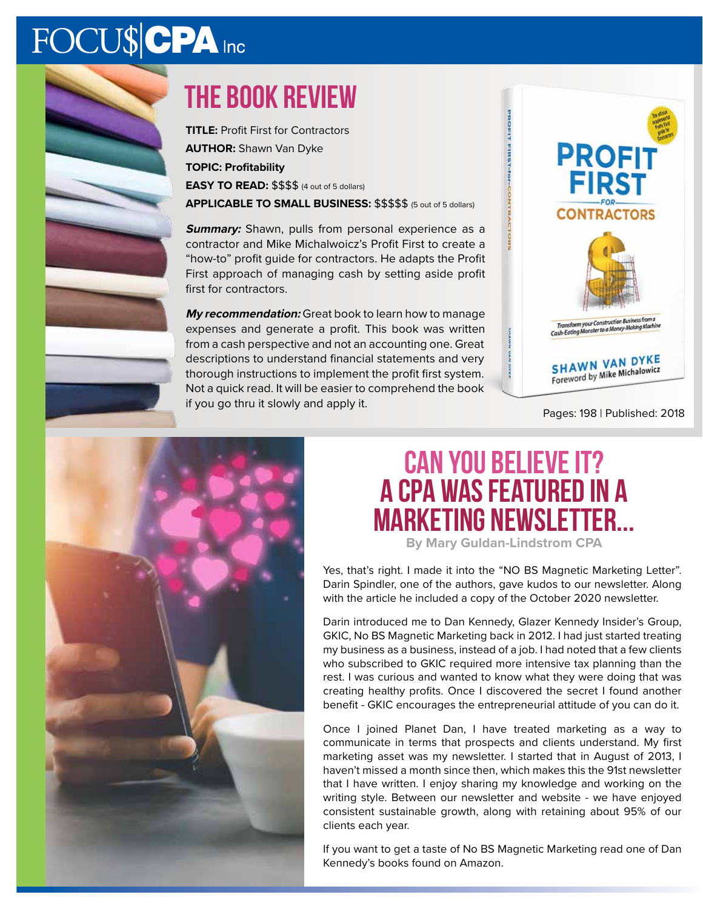# THE BOOK REVIEW

**TITLE:** Profit First for Contractors

**AUTHOR:** Shawn Van Dyke

**TOPIC: Profitability**

**EASY TO READ:** $$$$ (4 out of 5 dollars)

**APPLICABLE TO SMALL BUSINESS:** $$$$$ (5 out of 5 dollars)

***Summary:*** Shawn, pulls from personal experience as a contractor and Mike Michalwoicz's Profit First to create a "how-to" profit guide for contractors. He adapts the Profit First approach of managing cash by setting aside profit first for contractors.

***My recommendation:*** Great book to learn how to manage expenses and generate a profit. This book was written from a cash perspective and not an accounting one. Great descriptions to understand financial statements and very thorough instructions to implement the profit first system. Not a quick read. It will be easier to comprehend the book if you go thru it slowly and apply it.

Pages: 198 | Published: 2018

# CAN YOU BELIEVE IT? A CPA WAS FEATURED IN A MARKETING NEWSLETTER...

**By Mary Guldan-Lindstrom CPA**

Yes, that's right. I made it into the "NO BS Magnetic Marketing Letter". Darin Spindler, one of the authors, gave kudos to our newsletter. Along with the article he included a copy of the October 2020 newsletter.

Darin introduced me to Dan Kennedy, Glazer Kennedy Insider's Group, GKIC, No BS Magnetic Marketing back in 2012. I had just started treating my business as a business, instead of a job. I had noted that a few clients who subscribed to GKIC required more intensive tax planning than the rest. I was curious and wanted to know what they were doing that was creating healthy profits. Once I discovered the secret I found another benefit - GKIC encourages the entrepreneurial attitude of you can do it.

Once I joined Planet Dan, I have treated marketing as a way to communicate in terms that prospects and clients understand. My first marketing asset was my newsletter. I started that in August of 2013, I haven't missed a month since then, which makes this the 91st newsletter that I have written. I enjoy sharing my knowledge and working on the writing style. Between our newsletter and website - we have enjoyed consistent sustainable growth, along with retaining about 95% of our clients each year.

If you want to get a taste of No BS Magnetic Marketing read one of Dan Kennedy's books found on Amazon.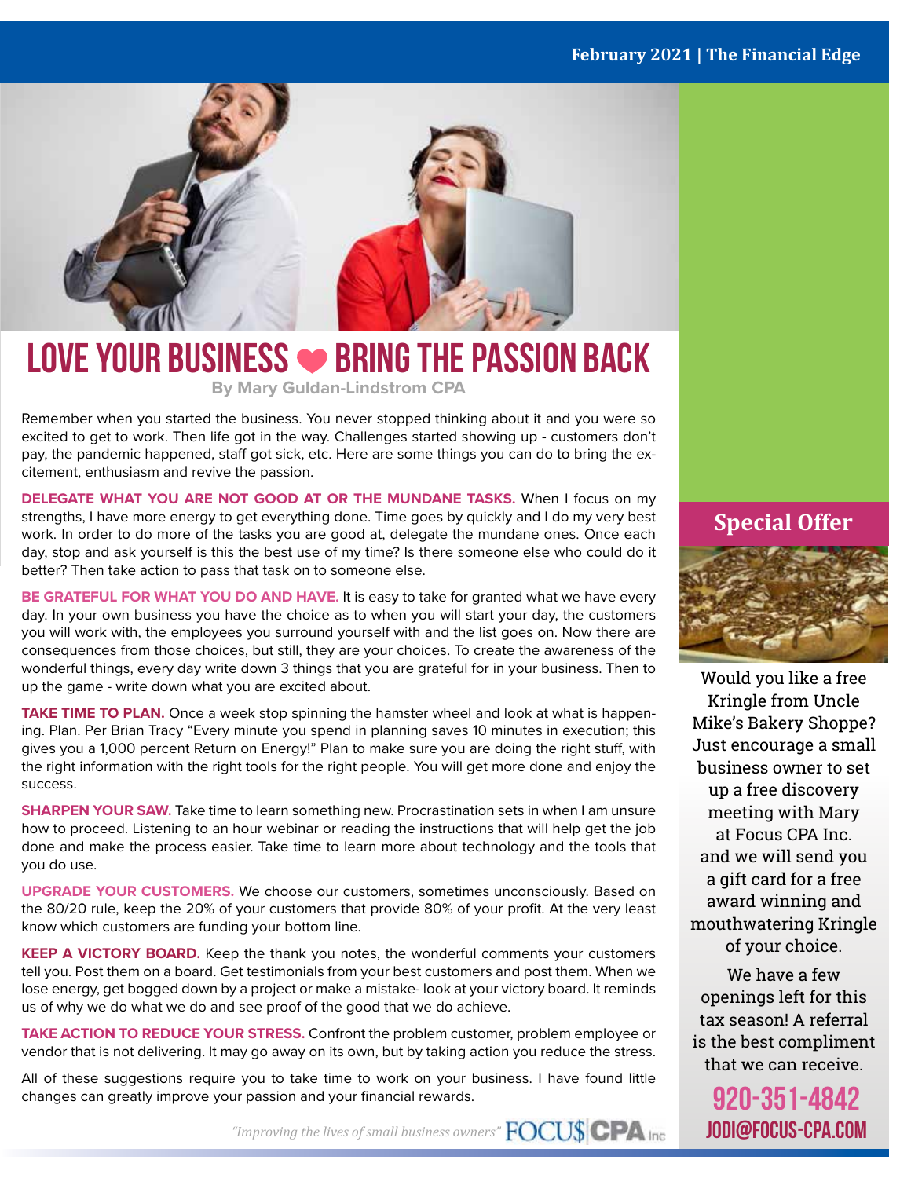# LOVE YOUR BUSINESS ❤ BRING THE PASSION BACK

By Mary Guldan-Lindstrom CPA

Remember when you started the business. You never stopped thinking about it and you were so excited to get to work. Then life got in the way. Challenges started showing up - customers don't pay, the pandemic happened, staff got sick, etc. Here are some things you can do to bring the excitement, enthusiasm and revive the passion.

**DELEGATE WHAT YOU ARE NOT GOOD AT OR THE MUNDANE TASKS.** When I focus on my strengths, I have more energy to get everything done. Time goes by quickly and I do my very best work. In order to do more of the tasks you are good at, delegate the mundane ones. Once each day, stop and ask yourself is this the best use of my time? Is there someone else who could do it better? Then take action to pass that task on to someone else.

**BE GRATEFUL FOR WHAT YOU DO AND HAVE.** It is easy to take for granted what we have every day. In your own business you have the choice as to when you will start your day, the customers you will work with, the employees you surround yourself with and the list goes on. Now there are consequences from those choices, but still, they are your choices. To create the awareness of the wonderful things, every day write down 3 things that you are grateful for in your business. Then to up the game - write down what you are excited about.

**TAKE TIME TO PLAN.** Once a week stop spinning the hamster wheel and look at what is happening. Plan. Per Brian Tracy "Every minute you spend in planning saves 10 minutes in execution; this gives you a 1,000 percent Return on Energy!" Plan to make sure you are doing the right stuff, with the right information with the right tools for the right people. You will get more done and enjoy the success.

**SHARPEN YOUR SAW.** Take time to learn something new. Procrastination sets in when I am unsure how to proceed. Listening to an hour webinar or reading the instructions that will help get the job done and make the process easier. Take time to learn more about technology and the tools that you do use.

**UPGRADE YOUR CUSTOMERS.** We choose our customers, sometimes unconsciously. Based on the 80/20 rule, keep the 20% of your customers that provide 80% of your profit. At the very least know which customers are funding your bottom line.

**KEEP A VICTORY BOARD.** Keep the thank you notes, the wonderful comments your customers tell you. Post them on a board. Get testimonials from your best customers and post them. When we lose energy, get bogged down by a project or make a mistake- look at your victory board. It reminds us of why we do what we do and see proof of the good that we do achieve.

**TAKE ACTION TO REDUCE YOUR STRESS.** Confront the problem customer, problem employee or vendor that is not delivering. It may go away on its own, but by taking action you reduce the stress.

All of these suggestions require you to take time to work on your business. I have found little changes can greatly improve your passion and your financial rewards.

*"Improving the lives of small business owners"* FOCU$ CPA Inc

## Special Offer

Would you like a free Kringle from Uncle Mike's Bakery Shoppe? Just encourage a small business owner to set up a free discovery meeting with Mary at Focus CPA Inc. and we will send you a gift card for a free award winning and mouthwatering Kringle of your choice.

We have a few openings left for this tax season! A referral is the best compliment that we can receive.

**920-351-4842**
**JODI@FOCUS-CPA.COM**